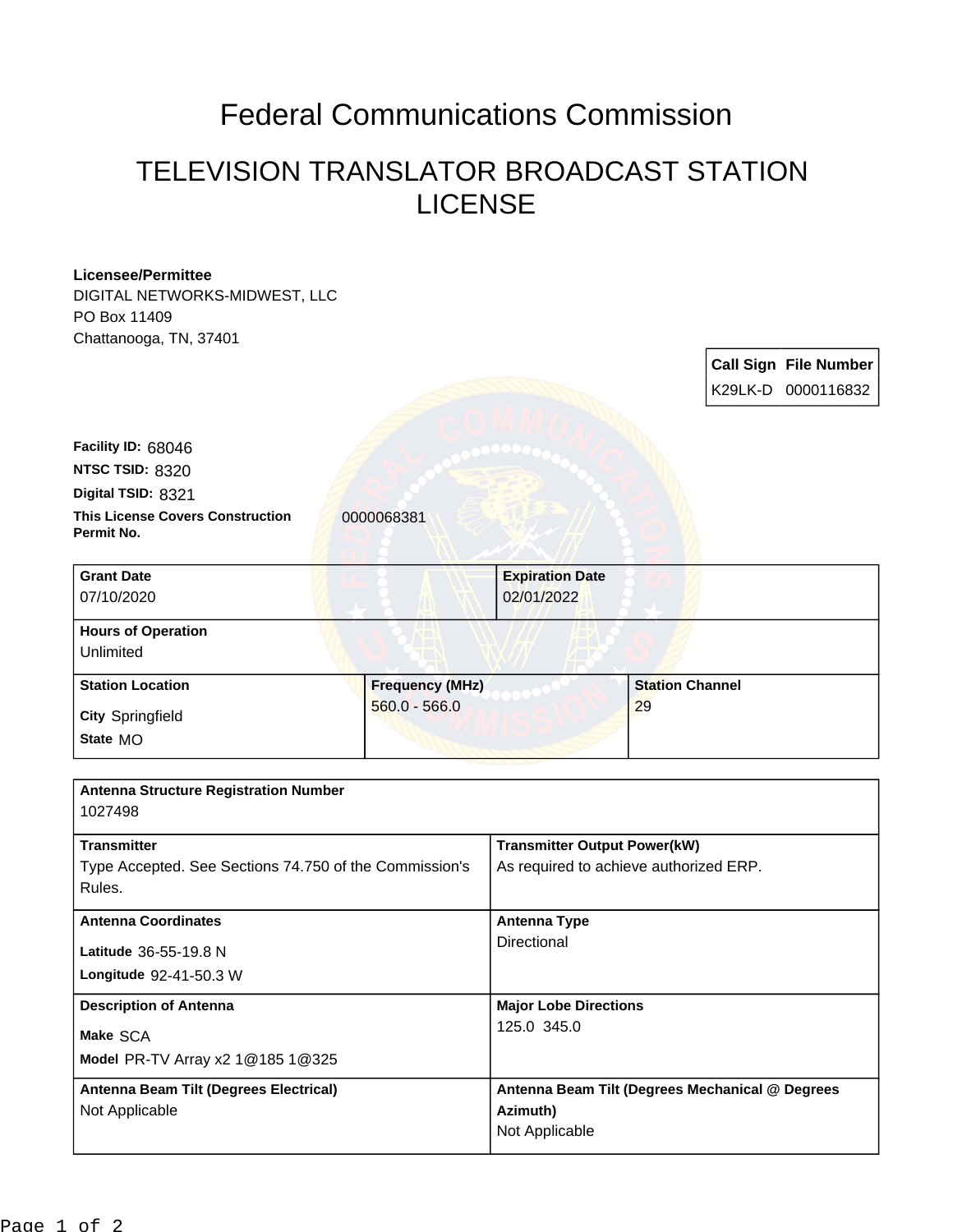# Federal Communications Commission

## TELEVISION TRANSLATOR BROADCAST STATION LICENSE

**Licensee/Permittee**
DIGITAL NETWORKS-MIDWEST, LLC
PO Box 11409
Chattanooga, TN, 37401

| Call Sign | File Number |
| --- | --- |
| K29LK-D | 0000116832 |

**Facility ID:** 68046
**NTSC TSID:** 8320
**Digital TSID:** 8321
**This License Covers Construction Permit No.** 0000068381

| Grant Date | Expiration Date |
| --- | --- |
| 07/10/2020 | 02/01/2022 |

**Hours of Operation**
Unlimited

| Station Location | Frequency (MHz) | Station Channel |
| --- | --- | --- |
| City Springfield<br>State MO | 560.0 - 566.0 | 29 |

**Antenna Structure Registration Number**
1027498

| Transmitter | Transmitter Output Power(kW) |
| --- | --- |
| Type Accepted. See Sections 74.750 of the Commission's Rules. | As required to achieve authorized ERP. |

| Antenna Coordinates | Antenna Type |
| --- | --- |
| Latitude 36-55-19.8 N<br>Longitude 92-41-50.3 W | Directional |

| Description of Antenna | Major Lobe Directions |
| --- | --- |
| Make SCA<br>Model PR-TV Array x2 1@185 1@325 | 125.0 345.0 |

| Antenna Beam Tilt (Degrees Electrical) | Antenna Beam Tilt (Degrees Mechanical @ Degrees Azimuth) |
| --- | --- |
| Not Applicable | Not Applicable |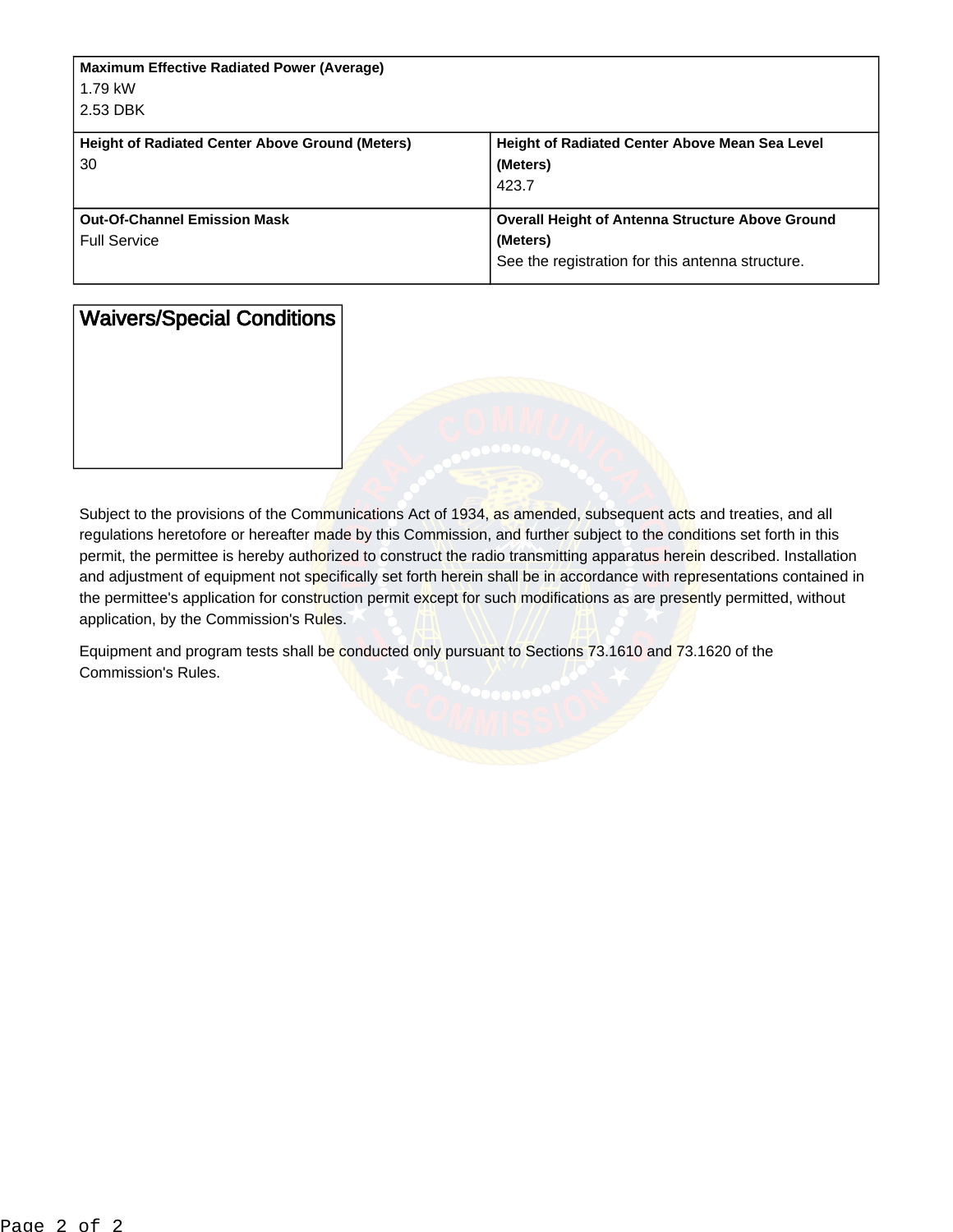| | |
|---|---|
| **Maximum Effective Radiated Power (Average)**<br>1.79 kW<br>2.53 DBK | |
| **Height of Radiated Center Above Ground (Meters)**<br>30 | **Height of Radiated Center Above Mean Sea Level (Meters)**<br>423.7 |
| **Out-Of-Channel Emission Mask**<br>Full Service | **Overall Height of Antenna Structure Above Ground (Meters)**<br>See the registration for this antenna structure. |

## Waivers/Special Conditions

Subject to the provisions of the Communications Act of 1934, as amended, subsequent acts and treaties, and all regulations heretofore or hereafter made by this Commission, and further subject to the conditions set forth in this permit, the permittee is hereby authorized to construct the radio transmitting apparatus herein described. Installation and adjustment of equipment not specifically set forth herein shall be in accordance with representations contained in the permittee's application for construction permit except for such modifications as are presently permitted, without application, by the Commission's Rules.

Equipment and program tests shall be conducted only pursuant to Sections 73.1610 and 73.1620 of the Commission's Rules.